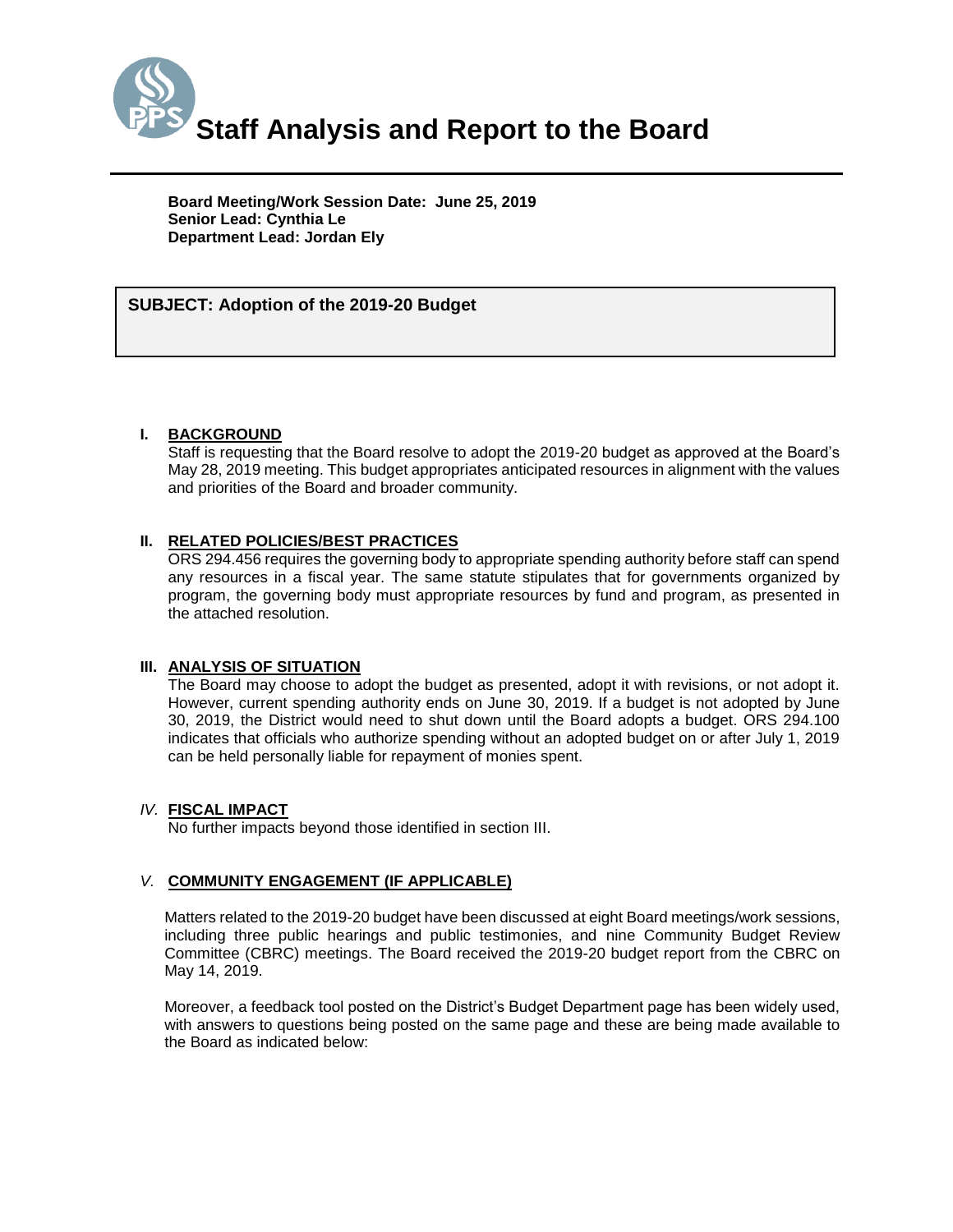# Staff Analysis and Report to the Board

**Board Meeting/Work Session Date: June 25, 2019**
**Senior Lead: Cynthia Le**
**Department Lead: Jordan Ely**

**SUBJECT: Adoption of the 2019-20 Budget**

## I. BACKGROUND

Staff is requesting that the Board resolve to adopt the 2019-20 budget as approved at the Board's May 28, 2019 meeting. This budget appropriates anticipated resources in alignment with the values and priorities of the Board and broader community.

## II. RELATED POLICIES/BEST PRACTICES

ORS 294.456 requires the governing body to appropriate spending authority before staff can spend any resources in a fiscal year. The same statute stipulates that for governments organized by program, the governing body must appropriate resources by fund and program, as presented in the attached resolution.

## III. ANALYSIS OF SITUATION

The Board may choose to adopt the budget as presented, adopt it with revisions, or not adopt it. However, current spending authority ends on June 30, 2019. If a budget is not adopted by June 30, 2019, the District would need to shut down until the Board adopts a budget. ORS 294.100 indicates that officials who authorize spending without an adopted budget on or after July 1, 2019 can be held personally liable for repayment of monies spent.

## *IV.* FISCAL IMPACT

No further impacts beyond those identified in section III.

## *V.* COMMUNITY ENGAGEMENT (IF APPLICABLE)

Matters related to the 2019-20 budget have been discussed at eight Board meetings/work sessions, including three public hearings and public testimonies, and nine Community Budget Review Committee (CBRC) meetings. The Board received the 2019-20 budget report from the CBRC on May 14, 2019.

Moreover, a feedback tool posted on the District's Budget Department page has been widely used, with answers to questions being posted on the same page and these are being made available to the Board as indicated below: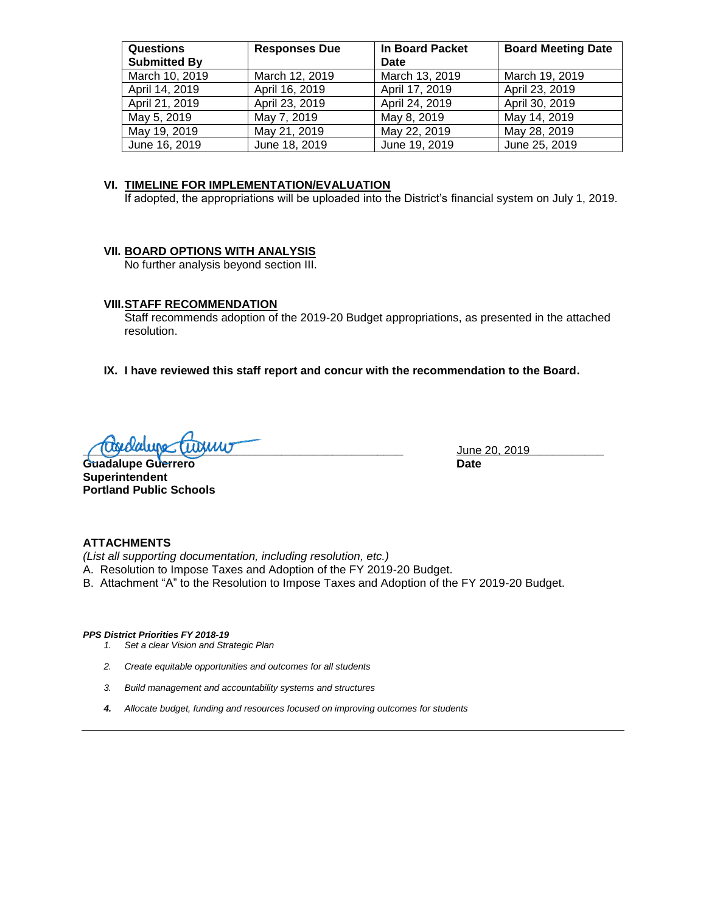| Questions Submitted By | Responses Due | In Board Packet Date | Board Meeting Date |
|---|---|---|---|
| March 10, 2019 | March 12, 2019 | March 13, 2019 | March 19, 2019 |
| April 14, 2019 | April 16, 2019 | April 17, 2019 | April 23, 2019 |
| April 21, 2019 | April 23, 2019 | April 24, 2019 | April 30, 2019 |
| May 5, 2019 | May 7, 2019 | May 8, 2019 | May 14, 2019 |
| May 19, 2019 | May 21, 2019 | May 22, 2019 | May 28, 2019 |
| June 16, 2019 | June 18, 2019 | June 19, 2019 | June 25, 2019 |

## VI. TIMELINE FOR IMPLEMENTATION/EVALUATION

If adopted, the appropriations will be uploaded into the District's financial system on July 1, 2019.

## VII. BOARD OPTIONS WITH ANALYSIS

No further analysis beyond section III.

## VIII. STAFF RECOMMENDATION

Staff recommends adoption of the 2019-20 Budget appropriations, as presented in the attached resolution.

## IX. I have reviewed this staff report and concur with the recommendation to the Board.

**Guadalupe Guerrero**
**Superintendent**
**Portland Public Schools**

June 20, 2019
**Date**

**ATTACHMENTS**

*(List all supporting documentation, including resolution, etc.)*

A. Resolution to Impose Taxes and Adoption of the FY 2019-20 Budget.
B. Attachment "A" to the Resolution to Impose Taxes and Adoption of the FY 2019-20 Budget.

***PPS District Priorities FY 2018-19***

1. *Set a clear Vision and Strategic Plan*
2. *Create equitable opportunities and outcomes for all students*
3. *Build management and accountability systems and structures*
4. *Allocate budget, funding and resources focused on improving outcomes for students*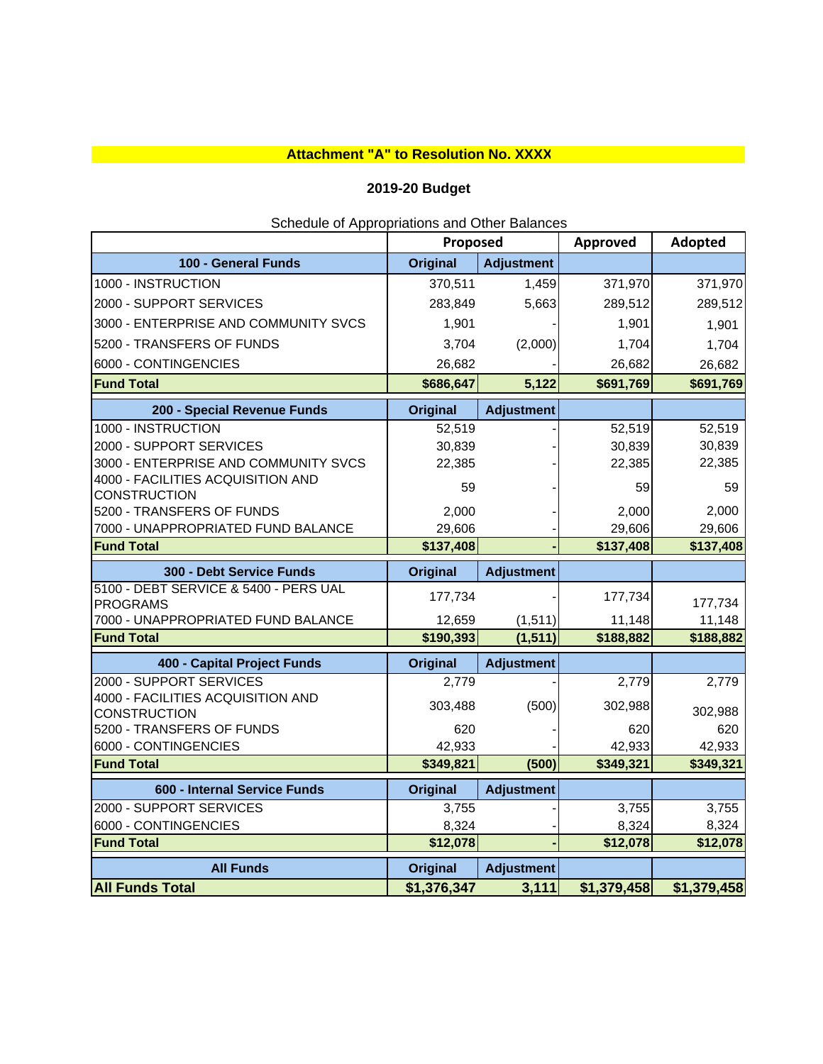**Attachment "A" to Resolution No. XXXX**

**2019-20 Budget**

Schedule of Appropriations and Other Balances

| | Proposed | | Approved | Adopted |
|---|---|---|---|---|
| **100 - General Funds** | **Original** | **Adjustment** | | |
| 1000 - INSTRUCTION | 370,511 | 1,459 | 371,970 | 371,970 |
| 2000 - SUPPORT SERVICES | 283,849 | 5,663 | 289,512 | 289,512 |
| 3000 - ENTERPRISE AND COMMUNITY SVCS | 1,901 | - | 1,901 | 1,901 |
| 5200 - TRANSFERS OF FUNDS | 3,704 | (2,000) | 1,704 | 1,704 |
| 6000 - CONTINGENCIES | 26,682 | - | 26,682 | 26,682 |
| **Fund Total** | **$686,647** | **5,122** | **$691,769** | **$691,769** |
| **200 - Special Revenue Funds** | **Original** | **Adjustment** | | |
| 1000 - INSTRUCTION | 52,519 | - | 52,519 | 52,519 |
| 2000 - SUPPORT SERVICES | 30,839 | - | 30,839 | 30,839 |
| 3000 - ENTERPRISE AND COMMUNITY SVCS | 22,385 | - | 22,385 | 22,385 |
| 4000 - FACILITIES ACQUISITION AND CONSTRUCTION | 59 | - | 59 | 59 |
| 5200 - TRANSFERS OF FUNDS | 2,000 | - | 2,000 | 2,000 |
| 7000 - UNAPPROPRIATED FUND BALANCE | 29,606 | - | 29,606 | 29,606 |
| **Fund Total** | **$137,408** | **-** | **$137,408** | **$137,408** |
| **300 - Debt Service Funds** | **Original** | **Adjustment** | | |
| 5100 - DEBT SERVICE & 5400 - PERS UAL PROGRAMS | 177,734 | - | 177,734 | 177,734 |
| 7000 - UNAPPROPRIATED FUND BALANCE | 12,659 | (1,511) | 11,148 | 11,148 |
| **Fund Total** | **$190,393** | **(1,511)** | **$188,882** | **$188,882** |
| **400 - Capital Project Funds** | **Original** | **Adjustment** | | |
| 2000 - SUPPORT SERVICES | 2,779 | - | 2,779 | 2,779 |
| 4000 - FACILITIES ACQUISITION AND CONSTRUCTION | 303,488 | (500) | 302,988 | 302,988 |
| 5200 - TRANSFERS OF FUNDS | 620 | - | 620 | 620 |
| 6000 - CONTINGENCIES | 42,933 | - | 42,933 | 42,933 |
| **Fund Total** | **$349,821** | **(500)** | **$349,321** | **$349,321** |
| **600 - Internal Service Funds** | **Original** | **Adjustment** | | |
| 2000 - SUPPORT SERVICES | 3,755 | - | 3,755 | 3,755 |
| 6000 - CONTINGENCIES | 8,324 | - | 8,324 | 8,324 |
| **Fund Total** | **$12,078** | **-** | **$12,078** | **$12,078** |
| **All Funds** | **Original** | **Adjustment** | | |
| **All Funds Total** | **$1,376,347** | **3,111** | **$1,379,458** | **$1,379,458** |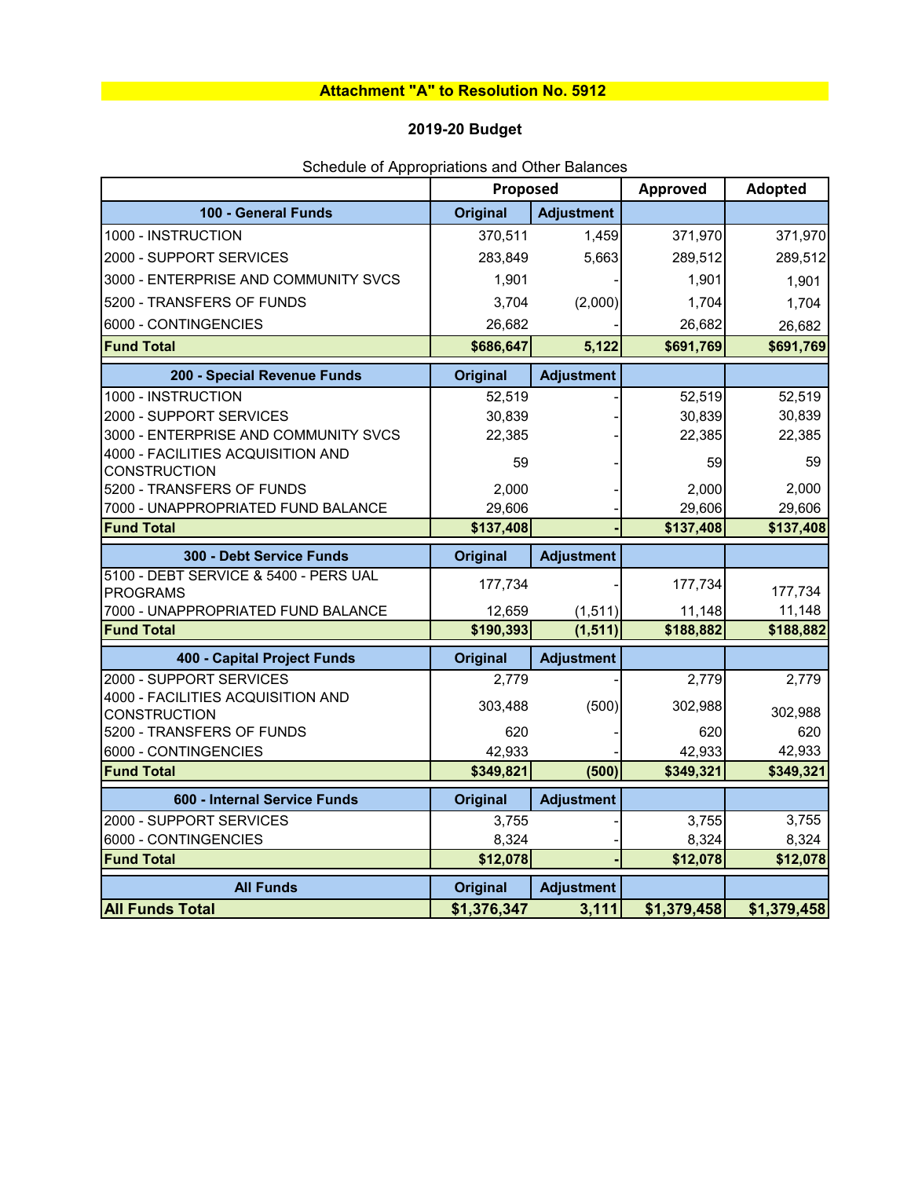**Attachment "A" to Resolution No. 5912**

**2019-20 Budget**

Schedule of Appropriations and Other Balances

| | Proposed | | Approved | Adopted |
|---|---|---|---|---|
| **100 - General Funds** | **Original** | **Adjustment** | | |
| 1000 - INSTRUCTION | 370,511 | 1,459 | 371,970 | 371,970 |
| 2000 - SUPPORT SERVICES | 283,849 | 5,663 | 289,512 | 289,512 |
| 3000 - ENTERPRISE AND COMMUNITY SVCS | 1,901 | - | 1,901 | 1,901 |
| 5200 - TRANSFERS OF FUNDS | 3,704 | (2,000) | 1,704 | 1,704 |
| 6000 - CONTINGENCIES | 26,682 | - | 26,682 | 26,682 |
| **Fund Total** | **$686,647** | **5,122** | **$691,769** | **$691,769** |
| **200 - Special Revenue Funds** | **Original** | **Adjustment** | | |
| 1000 - INSTRUCTION | 52,519 | - | 52,519 | 52,519 |
| 2000 - SUPPORT SERVICES | 30,839 | - | 30,839 | 30,839 |
| 3000 - ENTERPRISE AND COMMUNITY SVCS | 22,385 | - | 22,385 | 22,385 |
| 4000 - FACILITIES ACQUISITION AND CONSTRUCTION | 59 | - | 59 | 59 |
| 5200 - TRANSFERS OF FUNDS | 2,000 | - | 2,000 | 2,000 |
| 7000 - UNAPPROPRIATED FUND BALANCE | 29,606 | - | 29,606 | 29,606 |
| **Fund Total** | **$137,408** | **-** | **$137,408** | **$137,408** |
| **300 - Debt Service Funds** | **Original** | **Adjustment** | | |
| 5100 - DEBT SERVICE & 5400 - PERS UAL PROGRAMS | 177,734 | - | 177,734 | 177,734 |
| 7000 - UNAPPROPRIATED FUND BALANCE | 12,659 | (1,511) | 11,148 | 11,148 |
| **Fund Total** | **$190,393** | **(1,511)** | **$188,882** | **$188,882** |
| **400 - Capital Project Funds** | **Original** | **Adjustment** | | |
| 2000 - SUPPORT SERVICES | 2,779 | - | 2,779 | 2,779 |
| 4000 - FACILITIES ACQUISITION AND CONSTRUCTION | 303,488 | (500) | 302,988 | 302,988 |
| 5200 - TRANSFERS OF FUNDS | 620 | - | 620 | 620 |
| 6000 - CONTINGENCIES | 42,933 | - | 42,933 | 42,933 |
| **Fund Total** | **$349,821** | **(500)** | **$349,321** | **$349,321** |
| **600 - Internal Service Funds** | **Original** | **Adjustment** | | |
| 2000 - SUPPORT SERVICES | 3,755 | - | 3,755 | 3,755 |
| 6000 - CONTINGENCIES | 8,324 | - | 8,324 | 8,324 |
| **Fund Total** | **$12,078** | **-** | **$12,078** | **$12,078** |
| **All Funds** | **Original** | **Adjustment** | | |
| **All Funds Total** | **$1,376,347** | **3,111** | **$1,379,458** | **$1,379,458** |